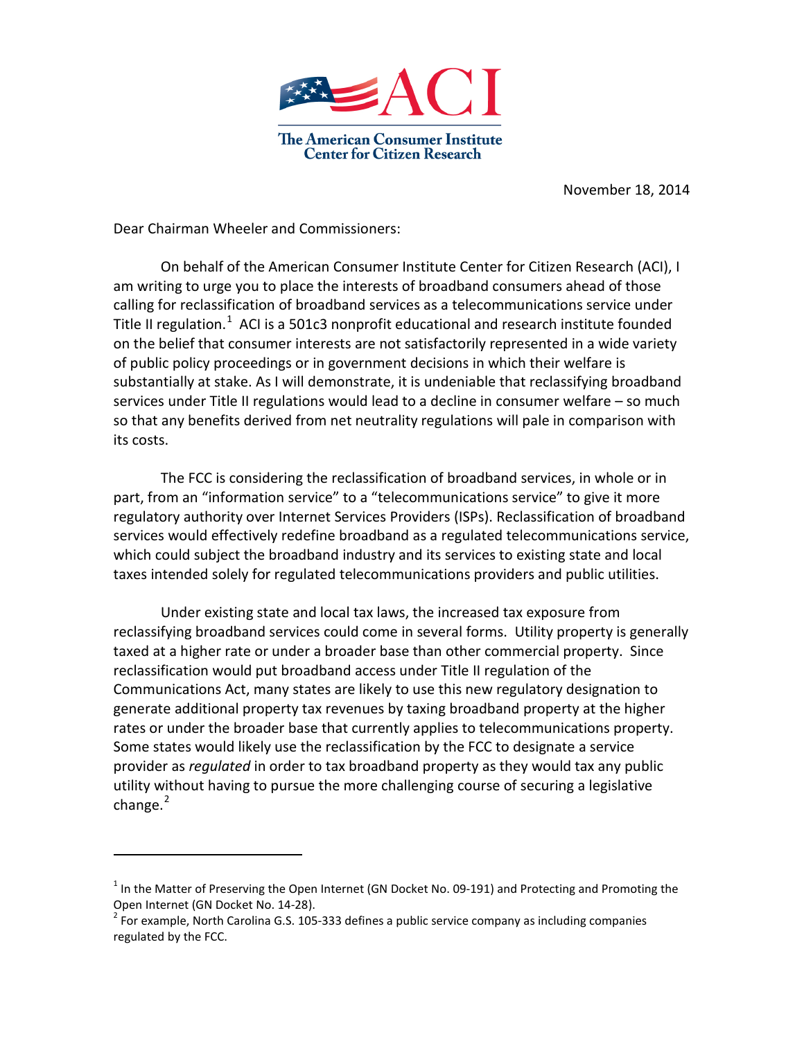ACI

The American Consumer Institute
Center for Citizen Research

November 18, 2014

Dear Chairman Wheeler and Commissioners:

On behalf of the American Consumer Institute Center for Citizen Research (ACI), I am writing to urge you to place the interests of broadband consumers ahead of those calling for reclassification of broadband services as a telecommunications service under Title II regulation.[1] ACI is a 501c3 nonprofit educational and research institute founded on the belief that consumer interests are not satisfactorily represented in a wide variety of public policy proceedings or in government decisions in which their welfare is substantially at stake. As I will demonstrate, it is undeniable that reclassifying broadband services under Title II regulations would lead to a decline in consumer welfare – so much so that any benefits derived from net neutrality regulations will pale in comparison with its costs.

The FCC is considering the reclassification of broadband services, in whole or in part, from an "information service" to a "telecommunications service" to give it more regulatory authority over Internet Services Providers (ISPs). Reclassification of broadband services would effectively redefine broadband as a regulated telecommunications service, which could subject the broadband industry and its services to existing state and local taxes intended solely for regulated telecommunications providers and public utilities.

Under existing state and local tax laws, the increased tax exposure from reclassifying broadband services could come in several forms. Utility property is generally taxed at a higher rate or under a broader base than other commercial property. Since reclassification would put broadband access under Title II regulation of the Communications Act, many states are likely to use this new regulatory designation to generate additional property tax revenues by taxing broadband property at the higher rates or under the broader base that currently applies to telecommunications property. Some states would likely use the reclassification by the FCC to designate a service provider as *regulated* in order to tax broadband property as they would tax any public utility without having to pursue the more challenging course of securing a legislative change.[2]

---

[1] In the Matter of Preserving the Open Internet (GN Docket No. 09-191) and Protecting and Promoting the Open Internet (GN Docket No. 14-28).

[2] For example, North Carolina G.S. 105-333 defines a public service company as including companies regulated by the FCC.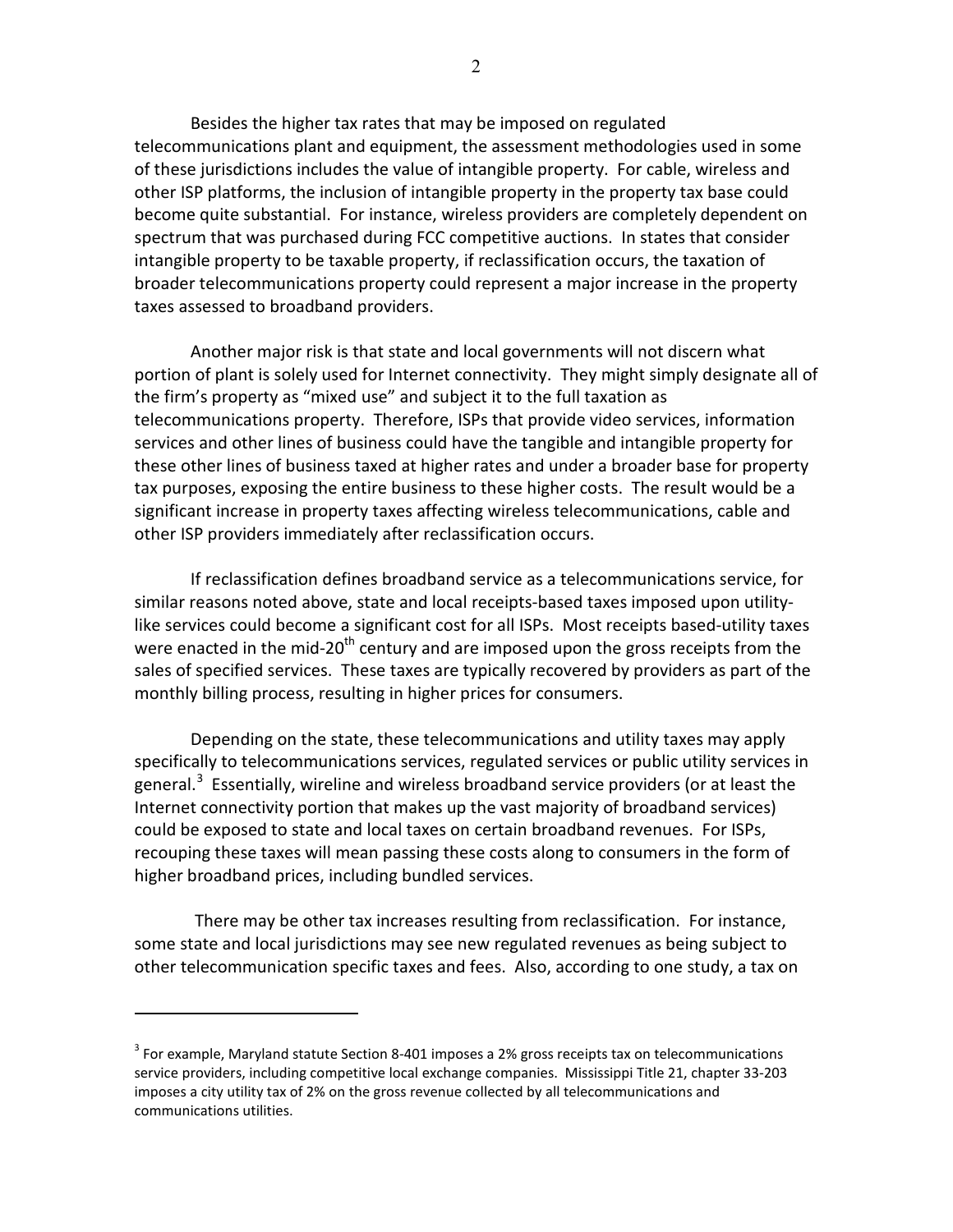Besides the higher tax rates that may be imposed on regulated telecommunications plant and equipment, the assessment methodologies used in some of these jurisdictions includes the value of intangible property. For cable, wireless and other ISP platforms, the inclusion of intangible property in the property tax base could become quite substantial. For instance, wireless providers are completely dependent on spectrum that was purchased during FCC competitive auctions. In states that consider intangible property to be taxable property, if reclassification occurs, the taxation of broader telecommunications property could represent a major increase in the property taxes assessed to broadband providers.

Another major risk is that state and local governments will not discern what portion of plant is solely used for Internet connectivity. They might simply designate all of the firm's property as "mixed use" and subject it to the full taxation as telecommunications property. Therefore, ISPs that provide video services, information services and other lines of business could have the tangible and intangible property for these other lines of business taxed at higher rates and under a broader base for property tax purposes, exposing the entire business to these higher costs. The result would be a significant increase in property taxes affecting wireless telecommunications, cable and other ISP providers immediately after reclassification occurs.

If reclassification defines broadband service as a telecommunications service, for similar reasons noted above, state and local receipts-based taxes imposed upon utility-like services could become a significant cost for all ISPs. Most receipts based-utility taxes were enacted in the mid-20th century and are imposed upon the gross receipts from the sales of specified services. These taxes are typically recovered by providers as part of the monthly billing process, resulting in higher prices for consumers.

Depending on the state, these telecommunications and utility taxes may apply specifically to telecommunications services, regulated services or public utility services in general.[3] Essentially, wireline and wireless broadband service providers (or at least the Internet connectivity portion that makes up the vast majority of broadband services) could be exposed to state and local taxes on certain broadband revenues. For ISPs, recouping these taxes will mean passing these costs along to consumers in the form of higher broadband prices, including bundled services.

There may be other tax increases resulting from reclassification. For instance, some state and local jurisdictions may see new regulated revenues as being subject to other telecommunication specific taxes and fees. Also, according to one study, a tax on

---

[3] For example, Maryland statute Section 8-401 imposes a 2% gross receipts tax on telecommunications service providers, including competitive local exchange companies. Mississippi Title 21, chapter 33-203 imposes a city utility tax of 2% on the gross revenue collected by all telecommunications and communications utilities.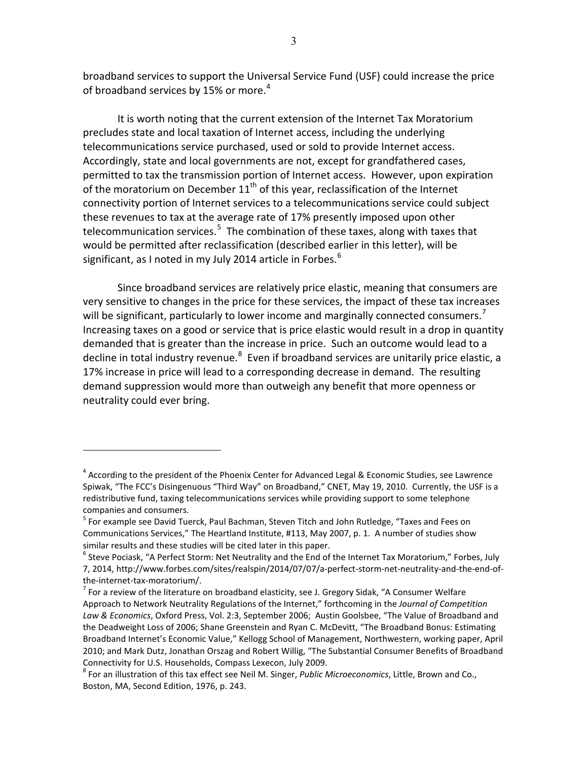broadband services to support the Universal Service Fund (USF) could increase the price of broadband services by 15% or more.[4]

It is worth noting that the current extension of the Internet Tax Moratorium precludes state and local taxation of Internet access, including the underlying telecommunications service purchased, used or sold to provide Internet access. Accordingly, state and local governments are not, except for grandfathered cases, permitted to tax the transmission portion of Internet access. However, upon expiration of the moratorium on December 11th of this year, reclassification of the Internet connectivity portion of Internet services to a telecommunications service could subject these revenues to tax at the average rate of 17% presently imposed upon other telecommunication services.[5] The combination of these taxes, along with taxes that would be permitted after reclassification (described earlier in this letter), will be significant, as I noted in my July 2014 article in Forbes.[6]

Since broadband services are relatively price elastic, meaning that consumers are very sensitive to changes in the price for these services, the impact of these tax increases will be significant, particularly to lower income and marginally connected consumers.[7] Increasing taxes on a good or service that is price elastic would result in a drop in quantity demanded that is greater than the increase in price. Such an outcome would lead to a decline in total industry revenue.[8] Even if broadband services are unitarily price elastic, a 17% increase in price will lead to a corresponding decrease in demand. The resulting demand suppression would more than outweigh any benefit that more openness or neutrality could ever bring.

---

[4] According to the president of the Phoenix Center for Advanced Legal & Economic Studies, see Lawrence Spiwak, "The FCC's Disingenuous "Third Way" on Broadband," CNET, May 19, 2010. Currently, the USF is a redistributive fund, taxing telecommunications services while providing support to some telephone companies and consumers.

[5] For example see David Tuerck, Paul Bachman, Steven Titch and John Rutledge, "Taxes and Fees on Communications Services," The Heartland Institute, #113, May 2007, p. 1. A number of studies show similar results and these studies will be cited later in this paper.

[6] Steve Pociask, "A Perfect Storm: Net Neutrality and the End of the Internet Tax Moratorium," Forbes, July 7, 2014, http://www.forbes.com/sites/realspin/2014/07/07/a-perfect-storm-net-neutrality-and-the-end-of-the-internet-tax-moratorium/.

[7] For a review of the literature on broadband elasticity, see J. Gregory Sidak, "A Consumer Welfare Approach to Network Neutrality Regulations of the Internet," forthcoming in the *Journal of Competition Law & Economics*, Oxford Press, Vol. 2:3, September 2006; Austin Goolsbee, "The Value of Broadband and the Deadweight Loss of 2006; Shane Greenstein and Ryan C. McDevitt, "The Broadband Bonus: Estimating Broadband Internet's Economic Value," Kellogg School of Management, Northwestern, working paper, April 2010; and Mark Dutz, Jonathan Orszag and Robert Willig, "The Substantial Consumer Benefits of Broadband Connectivity for U.S. Households, Compass Lexecon, July 2009.

[8] For an illustration of this tax effect see Neil M. Singer, *Public Microeconomics*, Little, Brown and Co., Boston, MA, Second Edition, 1976, p. 243.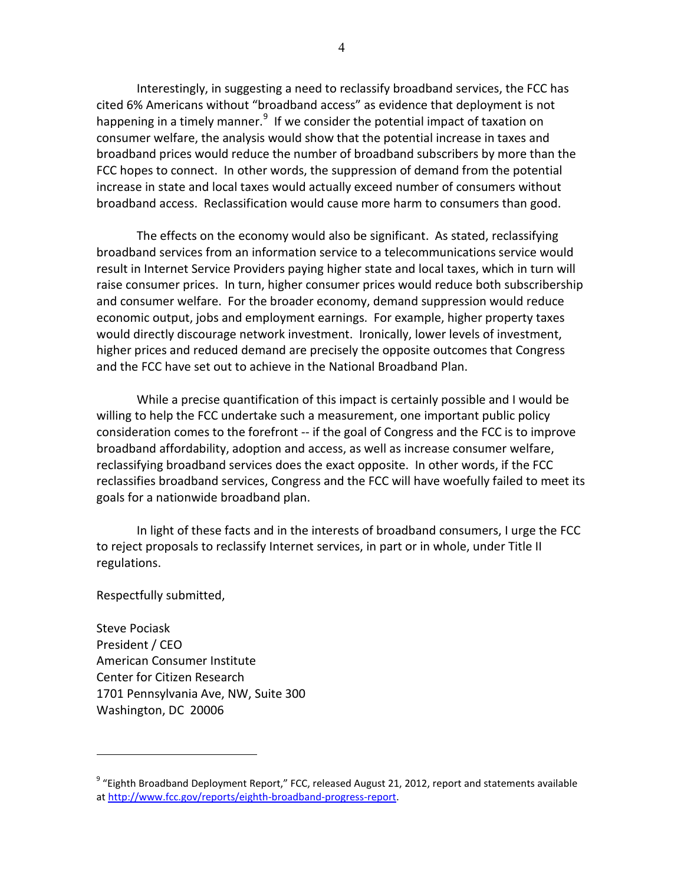Interestingly, in suggesting a need to reclassify broadband services, the FCC has cited 6% Americans without "broadband access" as evidence that deployment is not happening in a timely manner.[9] If we consider the potential impact of taxation on consumer welfare, the analysis would show that the potential increase in taxes and broadband prices would reduce the number of broadband subscribers by more than the FCC hopes to connect. In other words, the suppression of demand from the potential increase in state and local taxes would actually exceed number of consumers without broadband access. Reclassification would cause more harm to consumers than good.

The effects on the economy would also be significant. As stated, reclassifying broadband services from an information service to a telecommunications service would result in Internet Service Providers paying higher state and local taxes, which in turn will raise consumer prices. In turn, higher consumer prices would reduce both subscribership and consumer welfare. For the broader economy, demand suppression would reduce economic output, jobs and employment earnings. For example, higher property taxes would directly discourage network investment. Ironically, lower levels of investment, higher prices and reduced demand are precisely the opposite outcomes that Congress and the FCC have set out to achieve in the National Broadband Plan.

While a precise quantification of this impact is certainly possible and I would be willing to help the FCC undertake such a measurement, one important public policy consideration comes to the forefront -- if the goal of Congress and the FCC is to improve broadband affordability, adoption and access, as well as increase consumer welfare, reclassifying broadband services does the exact opposite. In other words, if the FCC reclassifies broadband services, Congress and the FCC will have woefully failed to meet its goals for a nationwide broadband plan.

In light of these facts and in the interests of broadband consumers, I urge the FCC to reject proposals to reclassify Internet services, in part or in whole, under Title II regulations.

Respectfully submitted,

Steve Pociask
President / CEO
American Consumer Institute
Center for Citizen Research
1701 Pennsylvania Ave, NW, Suite 300
Washington, DC 20006

---

[9] "Eighth Broadband Deployment Report," FCC, released August 21, 2012, report and statements available at http://www.fcc.gov/reports/eighth-broadband-progress-report.